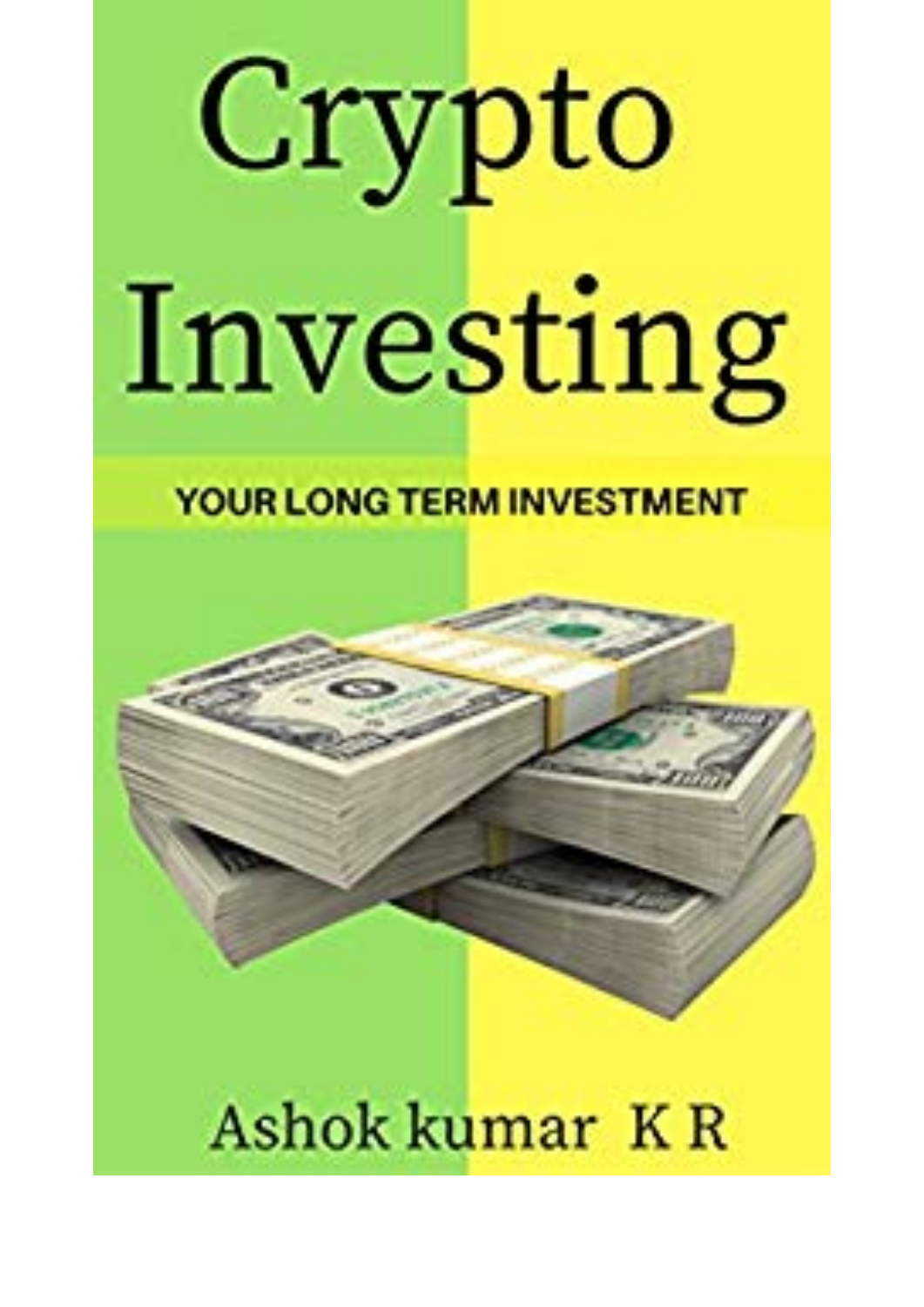# Crypto Investing

**YOUR LONG TERM INVESTMENT**

Ashok kumar K R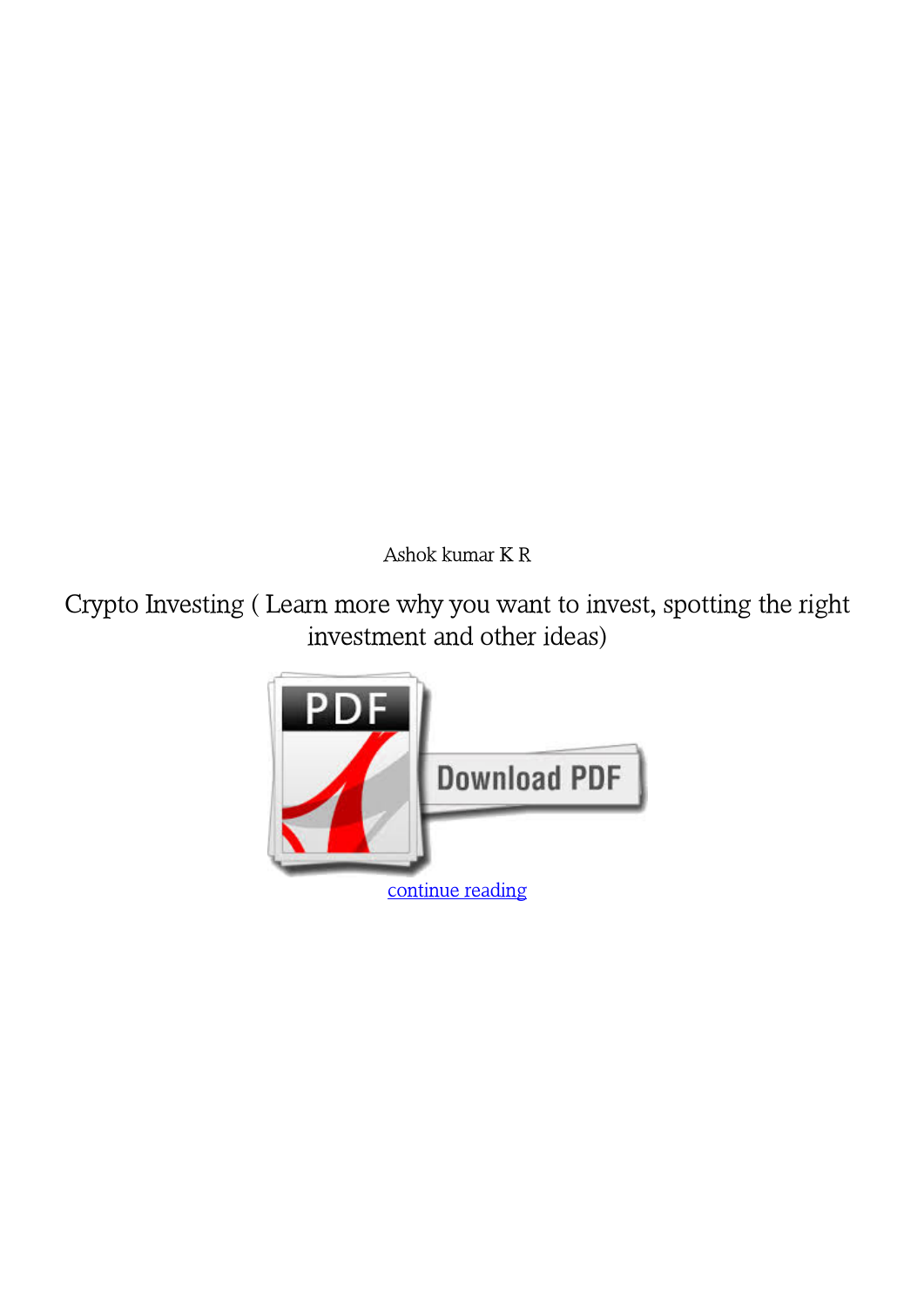Ashok kumar K R

Crypto Investing ( Learn more why you want to invest, spotting the right investment and other ideas)

continue reading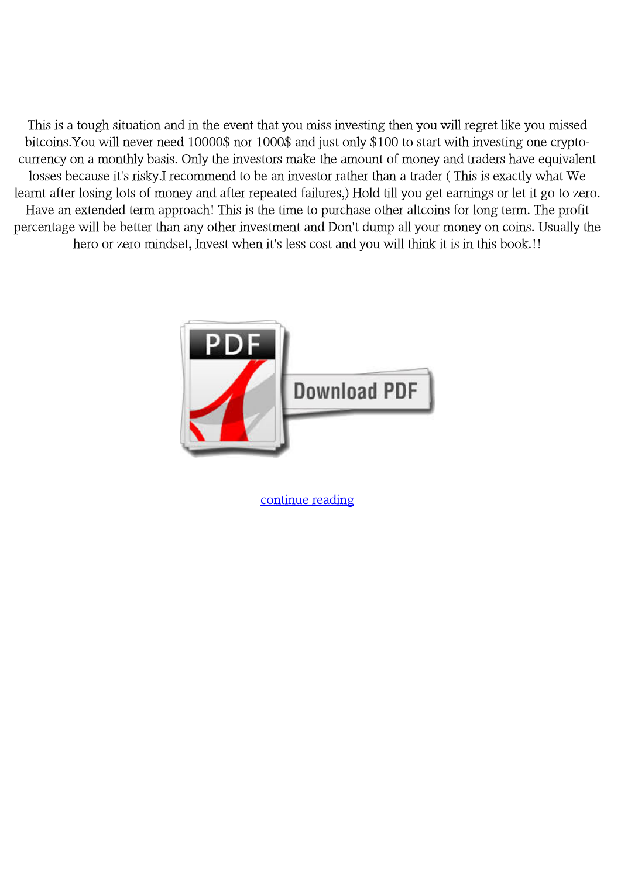This is a tough situation and in the event that you miss investing then you will regret like you missed bitcoins.You will never need 10000$ nor 1000$ and just only $100 to start with investing one crypto-currency on a monthly basis. Only the investors make the amount of money and traders have equivalent losses because it's risky.I recommend to be an investor rather than a trader ( This is exactly what We learnt after losing lots of money and after repeated failures,) Hold till you get earnings or let it go to zero. Have an extended term approach! This is the time to purchase other altcoins for long term. The profit percentage will be better than any other investment and Don't dump all your money on coins. Usually the hero or zero mindset, Invest when it's less cost and you will think it is in this book.!!

PDF Download PDF

continue reading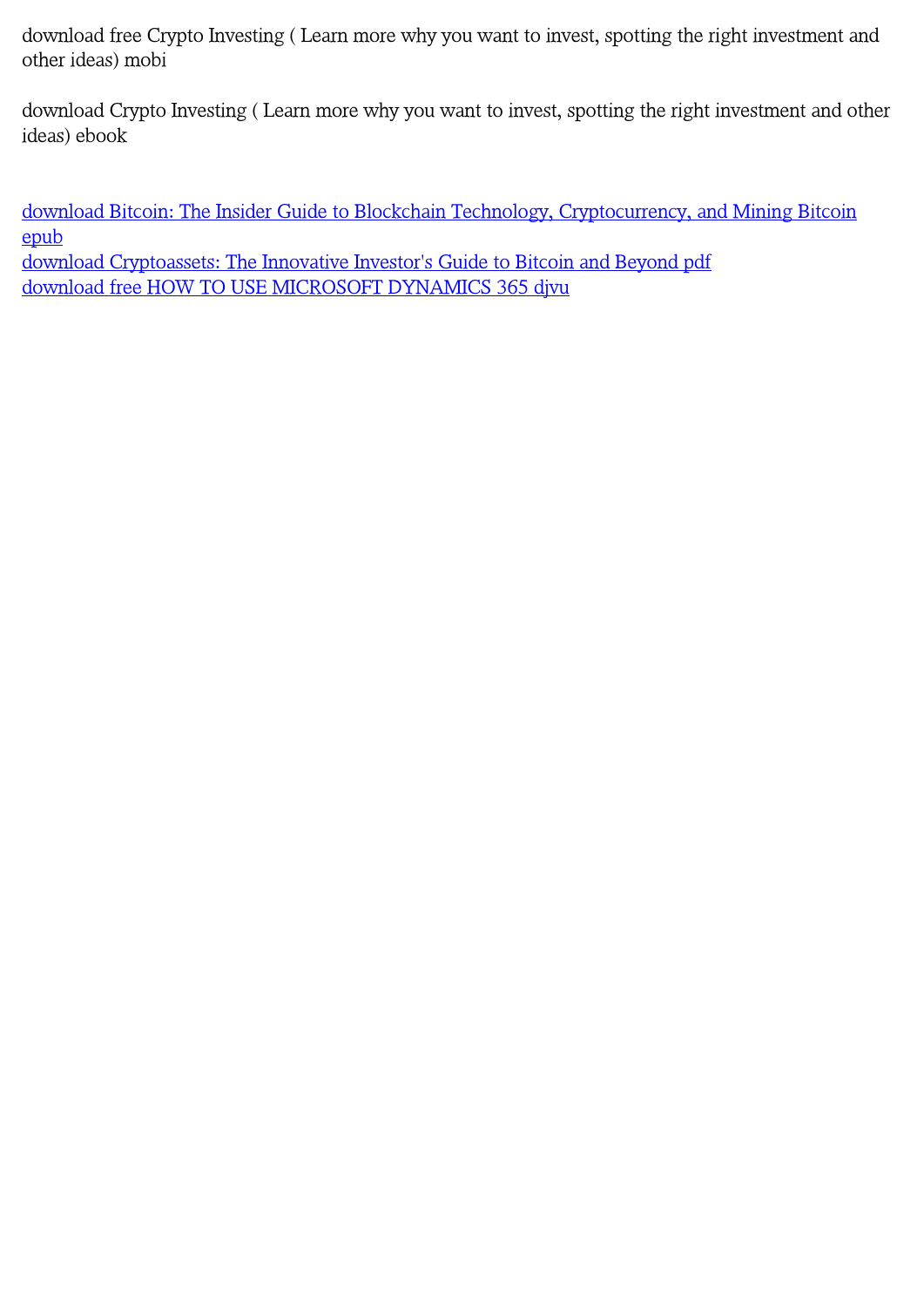download free Crypto Investing ( Learn more why you want to invest, spotting the right investment and other ideas) mobi

download Crypto Investing ( Learn more why you want to invest, spotting the right investment and other ideas) ebook

download Bitcoin: The Insider Guide to Blockchain Technology, Cryptocurrency, and Mining Bitcoin epub
download Cryptoassets: The Innovative Investor's Guide to Bitcoin and Beyond pdf
download free HOW TO USE MICROSOFT DYNAMICS 365 djvu